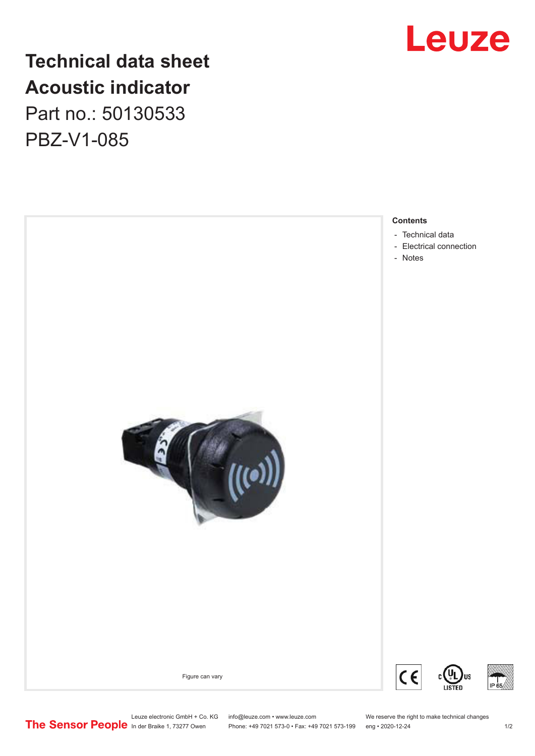# Technical data sheet
# Acoustic indicator

Part no.: 50130533

PBZ-V1-085

Figure can vary

**Contents**

- Technical data
- Electrical connection
- Notes

Leuze electronic GmbH + Co. KG
In der Braike 1, 73277 Owen

info@leuze.com • www.leuze.com
Phone: +49 7021 573-0 • Fax: +49 7021 573-199

We reserve the right to make technical changes
eng • 2020-12-24

The Sensor People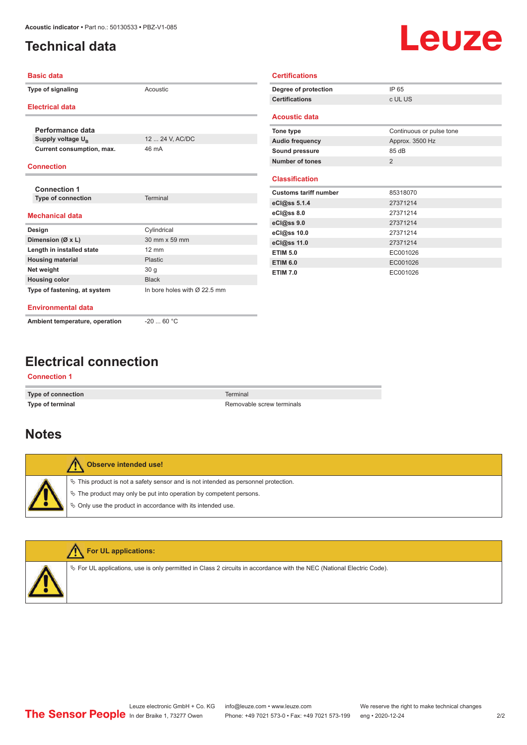# Technical data

## Basic data

| | |
|---|---|
| Type of signaling | Acoustic |

## Electrical data

**Performance data**

| | |
|---|---|
| Supply voltage $U_B$ | 12 ... 24 V, AC/DC |
| Current consumption, max. | 46 mA |

## Connection

**Connection 1**

| | |
|---|---|
| Type of connection | Terminal |

## Mechanical data

| | |
|---|---|
| Design | Cylindrical |
| Dimension (Ø x L) | 30 mm x 59 mm |
| Length in installed state | 12 mm |
| Housing material | Plastic |
| Net weight | 30 g |
| Housing color | Black |
| Type of fastening, at system | In bore holes with Ø 22.5 mm |

## Environmental data

| | |
|---|---|
| Ambient temperature, operation | -20 ... 60 °C |

## Certifications

| | |
|---|---|
| Degree of protection | IP 65 |
| Certifications | c UL US |

## Acoustic data

| | |
|---|---|
| Tone type | Continuous or pulse tone |
| Audio frequency | Approx. 3500 Hz |
| Sound pressure | 85 dB |
| Number of tones | 2 |

## Classification

| | |
|---|---|
| Customs tariff number | 85318070 |
| eCl@ss 5.1.4 | 27371214 |
| eCl@ss 8.0 | 27371214 |
| eCl@ss 9.0 | 27371214 |
| eCl@ss 10.0 | 27371214 |
| eCl@ss 11.0 | 27371214 |
| ETIM 5.0 | EC001026 |
| ETIM 6.0 | EC001026 |
| ETIM 7.0 | EC001026 |

# Electrical connection

## Connection 1

| | |
|---|---|
| Type of connection | Terminal |
| Type of terminal | Removable screw terminals |

# Notes

**Observe intended use!**

- This product is not a safety sensor and is not intended as personnel protection.
- The product may only be put into operation by competent persons.
- Only use the product in accordance with its intended use.

**For UL applications:**

- For UL applications, use is only permitted in Class 2 circuits in accordance with the NEC (National Electric Code).